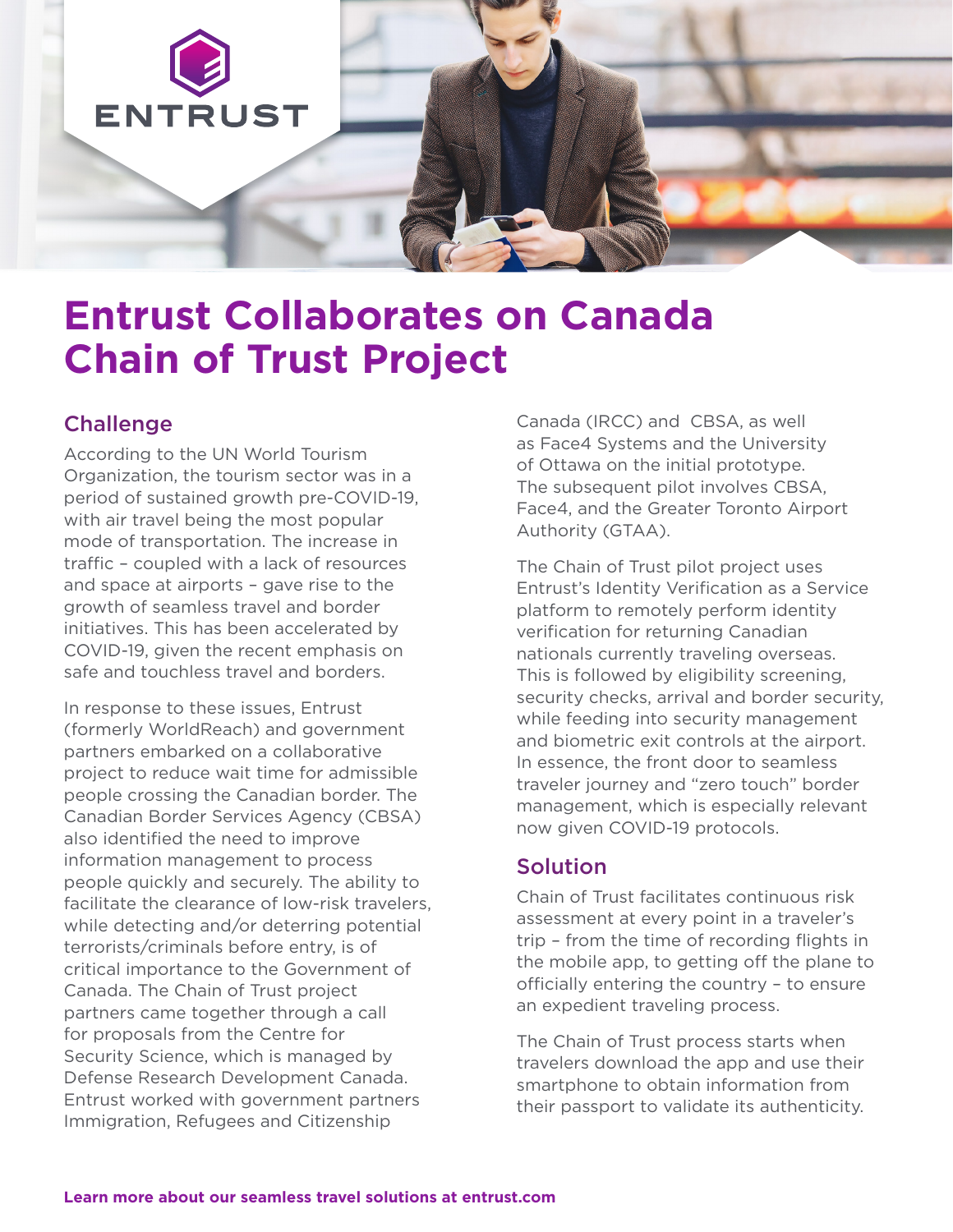# Entrust Collaborates on Canada Chain of Trust Project

## Challenge

According to the UN World Tourism Organization, the tourism sector was in a period of sustained growth pre-COVID-19, with air travel being the most popular mode of transportation. The increase in traffic – coupled with a lack of resources and space at airports – gave rise to the growth of seamless travel and border initiatives. This has been accelerated by COVID-19, given the recent emphasis on safe and touchless travel and borders.

In response to these issues, Entrust (formerly WorldReach) and government partners embarked on a collaborative project to reduce wait time for admissible people crossing the Canadian border. The Canadian Border Services Agency (CBSA) also identified the need to improve information management to process people quickly and securely. The ability to facilitate the clearance of low-risk travelers, while detecting and/or deterring potential terrorists/criminals before entry, is of critical importance to the Government of Canada. The Chain of Trust project partners came together through a call for proposals from the Centre for Security Science, which is managed by Defense Research Development Canada. Entrust worked with government partners Immigration, Refugees and Citizenship Canada (IRCC) and CBSA, as well as Face4 Systems and the University of Ottawa on the initial prototype. The subsequent pilot involves CBSA, Face4, and the Greater Toronto Airport Authority (GTAA).

The Chain of Trust pilot project uses Entrust's Identity Verification as a Service platform to remotely perform identity verification for returning Canadian nationals currently traveling overseas. This is followed by eligibility screening, security checks, arrival and border security, while feeding into security management and biometric exit controls at the airport. In essence, the front door to seamless traveler journey and "zero touch" border management, which is especially relevant now given COVID-19 protocols.

## Solution

Chain of Trust facilitates continuous risk assessment at every point in a traveler's trip – from the time of recording flights in the mobile app, to getting off the plane to officially entering the country – to ensure an expedient traveling process.

The Chain of Trust process starts when travelers download the app and use their smartphone to obtain information from their passport to validate its authenticity.

**Learn more about our seamless travel solutions at entrust.com**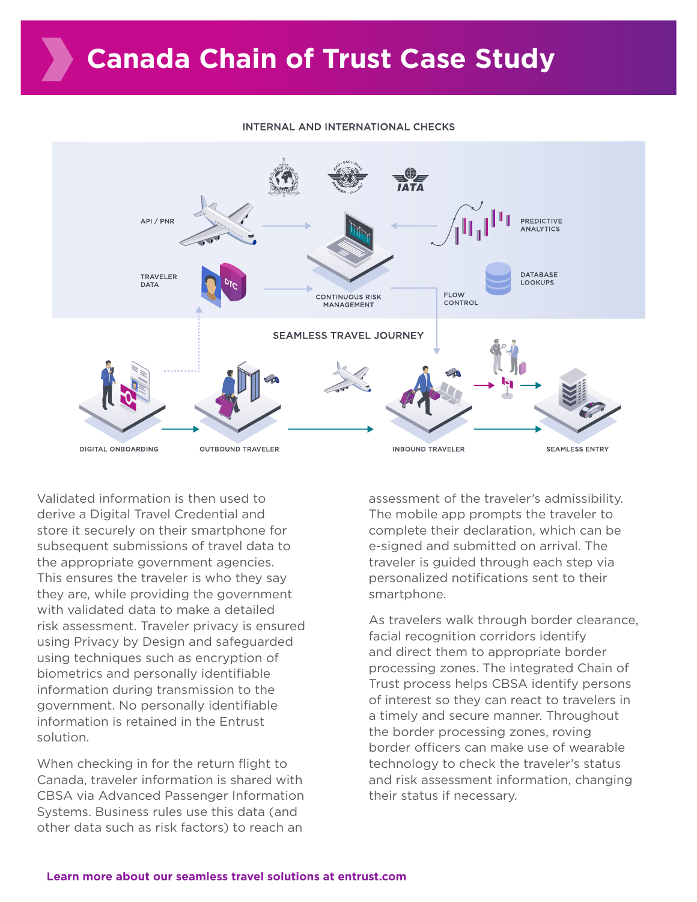# Canada Chain of Trust Case Study

INTERNAL AND INTERNATIONAL CHECKS

API / PNR

TRAVELER DATA

CONTINUOUS RISK MANAGEMENT

PREDICTIVE ANALYTICS

DATABASE LOOKUPS

FLOW CONTROL

SEAMLESS TRAVEL JOURNEY

DIGITAL ONBOARDING

OUTBOUND TRAVELER

INBOUND TRAVELER

SEAMLESS ENTRY

Validated information is then used to derive a Digital Travel Credential and store it securely on their smartphone for subsequent submissions of travel data to the appropriate government agencies. This ensures the traveler is who they say they are, while providing the government with validated data to make a detailed risk assessment. Traveler privacy is ensured using Privacy by Design and safeguarded using techniques such as encryption of biometrics and personally identifiable information during transmission to the government. No personally identifiable information is retained in the Entrust solution.

When checking in for the return flight to Canada, traveler information is shared with CBSA via Advanced Passenger Information Systems. Business rules use this data (and other data such as risk factors) to reach an assessment of the traveler's admissibility. The mobile app prompts the traveler to complete their declaration, which can be e-signed and submitted on arrival. The traveler is guided through each step via personalized notifications sent to their smartphone.

As travelers walk through border clearance, facial recognition corridors identify and direct them to appropriate border processing zones. The integrated Chain of Trust process helps CBSA identify persons of interest so they can react to travelers in a timely and secure manner. Throughout the border processing zones, roving border officers can make use of wearable technology to check the traveler's status and risk assessment information, changing their status if necessary.

**Learn more about our seamless travel solutions at entrust.com**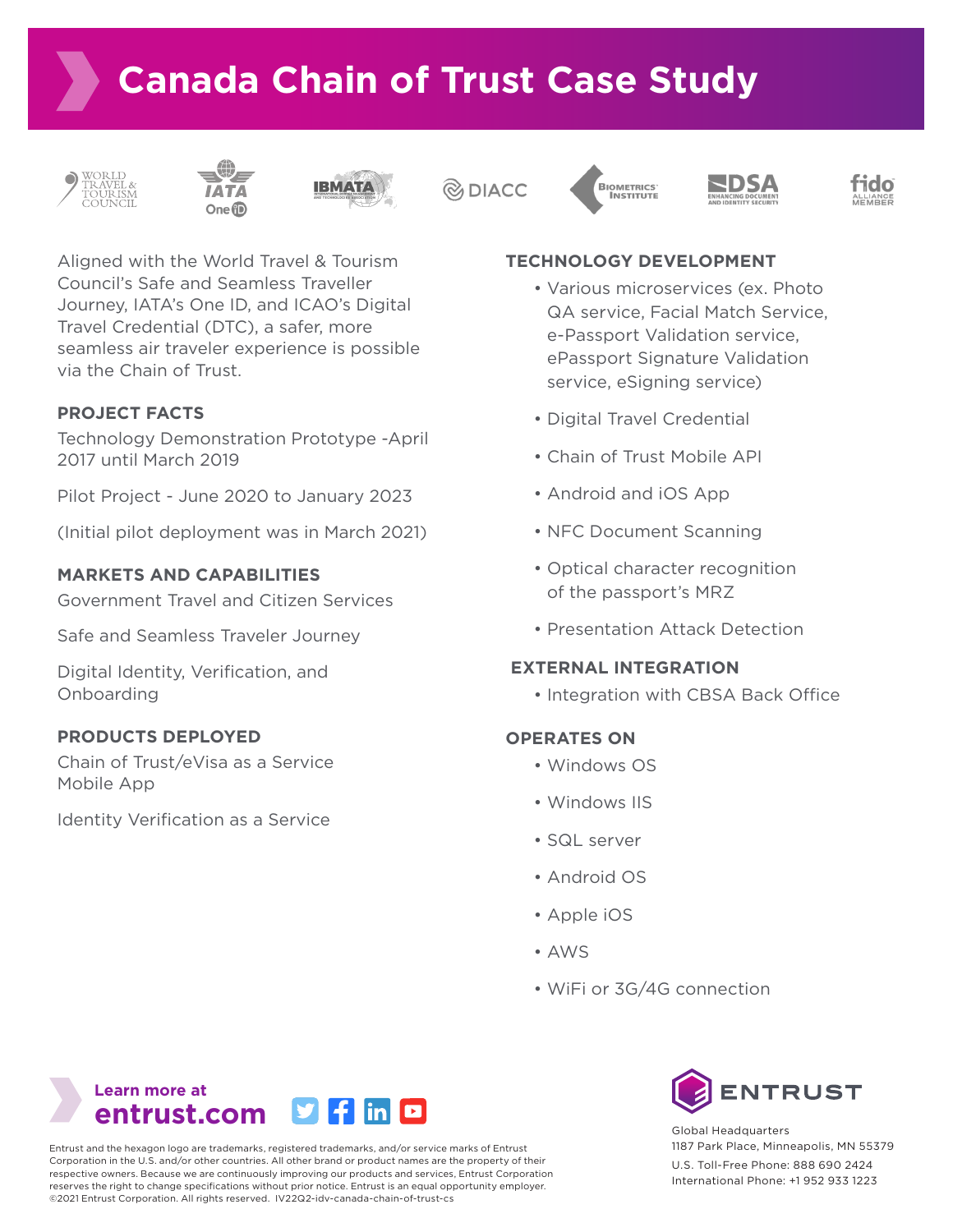# Canada Chain of Trust Case Study

Aligned with the World Travel & Tourism Council's Safe and Seamless Traveller Journey, IATA's One ID, and ICAO's Digital Travel Credential (DTC), a safer, more seamless air traveler experience is possible via the Chain of Trust.

## PROJECT FACTS

Technology Demonstration Prototype -April 2017 until March 2019

Pilot Project - June 2020 to January 2023

(Initial pilot deployment was in March 2021)

## MARKETS AND CAPABILITIES

Government Travel and Citizen Services

Safe and Seamless Traveler Journey

Digital Identity, Verification, and Onboarding

## PRODUCTS DEPLOYED

Chain of Trust/eVisa as a Service Mobile App

Identity Verification as a Service

## TECHNOLOGY DEVELOPMENT

- Various microservices (ex. Photo QA service, Facial Match Service, e-Passport Validation service, ePassport Signature Validation service, eSigning service)
- Digital Travel Credential
- Chain of Trust Mobile API
- Android and iOS App
- NFC Document Scanning
- Optical character recognition of the passport's MRZ
- Presentation Attack Detection

## EXTERNAL INTEGRATION

- Integration with CBSA Back Office

## OPERATES ON

- Windows OS
- Windows IIS
- SQL server
- Android OS
- Apple iOS
- AWS
- WiFi or 3G/4G connection

Learn more at **entrust.com**

Entrust and the hexagon logo are trademarks, registered trademarks, and/or service marks of Entrust Corporation in the U.S. and/or other countries. All other brand or product names are the property of their respective owners. Because we are continuously improving our products and services, Entrust Corporation reserves the right to change specifications without prior notice. Entrust is an equal opportunity employer. ©2021 Entrust Corporation. All rights reserved. IV22Q2-idv-canada-chain-of-trust-cs

ENTRUST

Global Headquarters
1187 Park Place, Minneapolis, MN 55379
U.S. Toll-Free Phone: 888 690 2424
International Phone: +1 952 933 1223